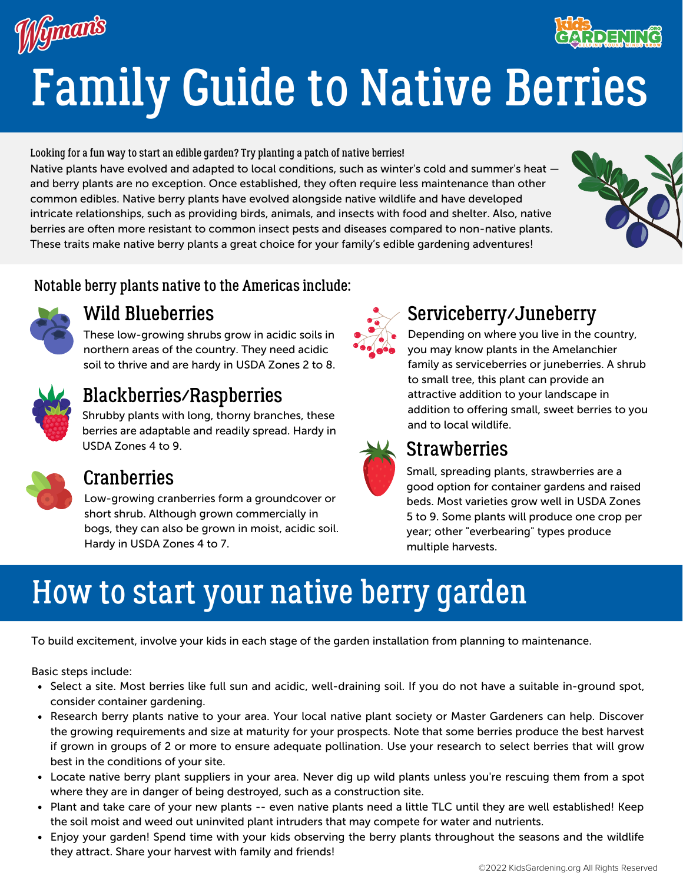# Family Guide to Native Berries

**Looking for a fun way to start an edible garden? Try planting a patch of native berries!**

Native plants have evolved and adapted to local conditions, such as winter's cold and summer's heat — and berry plants are no exception. Once established, they often require less maintenance than other common edibles. Native berry plants have evolved alongside native wildlife and have developed intricate relationships, such as providing birds, animals, and insects with food and shelter. Also, native berries are often more resistant to common insect pests and diseases compared to non-native plants. These traits make native berry plants a great choice for your family's edible gardening adventures!

## Notable berry plants native to the Americas include:

### Wild Blueberries

These low-growing shrubs grow in acidic soils in northern areas of the country. They need acidic soil to thrive and are hardy in USDA Zones 2 to 8.

### Blackberries/Raspberries

Shrubby plants with long, thorny branches, these berries are adaptable and readily spread. Hardy in USDA Zones 4 to 9.

### Cranberries

Low-growing cranberries form a groundcover or short shrub. Although grown commercially in bogs, they can also be grown in moist, acidic soil. Hardy in USDA Zones 4 to 7.

### Serviceberry/Juneberry

Depending on where you live in the country, you may know plants in the Amelanchier family as serviceberries or juneberries. A shrub to small tree, this plant can provide an attractive addition to your landscape in addition to offering small, sweet berries to you and to local wildlife.

### Strawberries

Small, spreading plants, strawberries are a good option for container gardens and raised beds. Most varieties grow well in USDA Zones 5 to 9. Some plants will produce one crop per year; other "everbearing" types produce multiple harvests.

# How to start your native berry garden

To build excitement, involve your kids in each stage of the garden installation from planning to maintenance.

Basic steps include:

- Select a site. Most berries like full sun and acidic, well-draining soil. If you do not have a suitable in-ground spot, consider container gardening.
- Research berry plants native to your area. Your local native plant society or Master Gardeners can help. Discover the growing requirements and size at maturity for your prospects. Note that some berries produce the best harvest if grown in groups of 2 or more to ensure adequate pollination. Use your research to select berries that will grow best in the conditions of your site.
- Locate native berry plant suppliers in your area. Never dig up wild plants unless you're rescuing them from a spot where they are in danger of being destroyed, such as a construction site.
- Plant and take care of your new plants -- even native plants need a little TLC until they are well established! Keep the soil moist and weed out uninvited plant intruders that may compete for water and nutrients.
- Enjoy your garden! Spend time with your kids observing the berry plants throughout the seasons and the wildlife they attract. Share your harvest with family and friends!

©2022 KidsGardening.org All Rights Reserved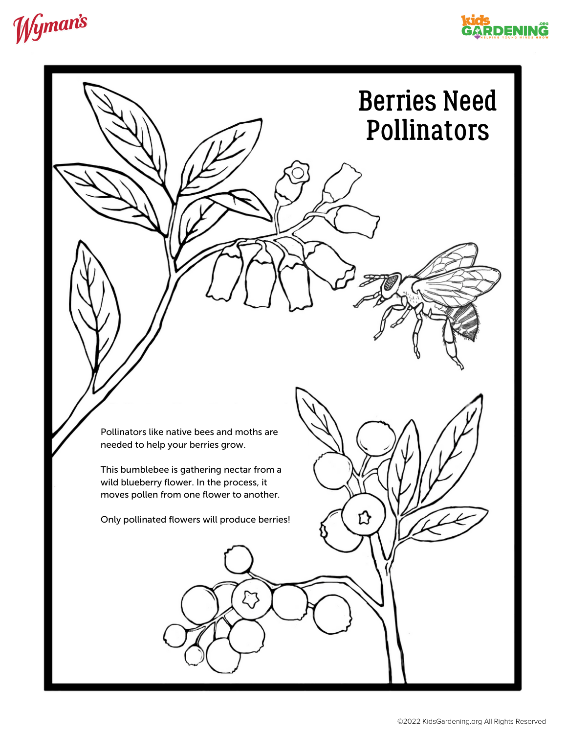# Berries Need Pollinators

Pollinators like native bees and moths are needed to help your berries grow.

This bumblebee is gathering nectar from a wild blueberry flower. In the process, it moves pollen from one flower to another.

Only pollinated flowers will produce berries!

©2022 KidsGardening.org All Rights Reserved